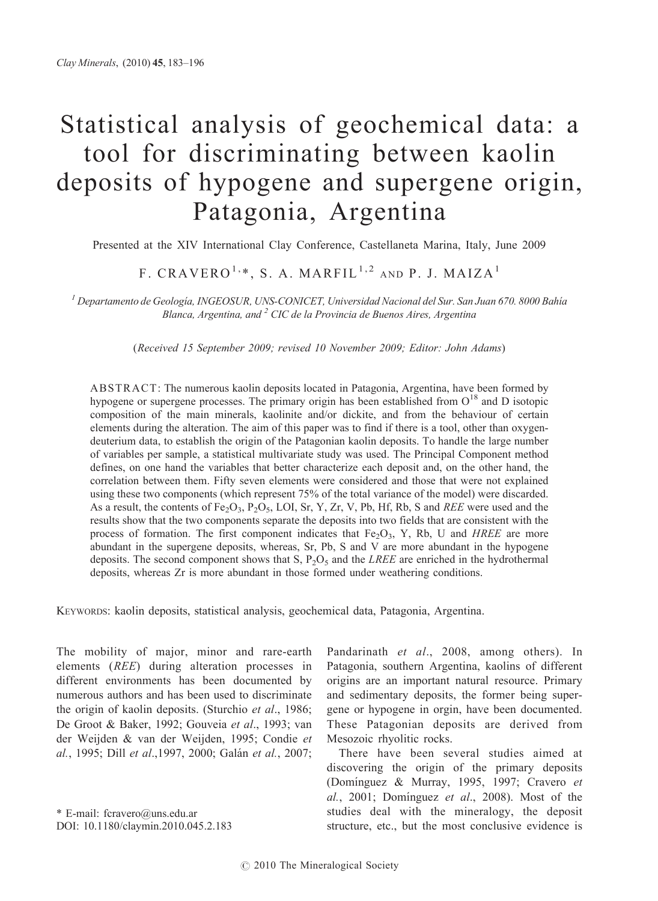# Statistical analysis of geochemical data: a tool for discriminating between kaolin deposits of hypogene and supergene origin, Patagonia, Argentina

Presented at the XIV International Clay Conference, Castellaneta Marina, Italy, June 2009

F. CRAVERO[1,*], S. A. MARFIL[1,2] AND P. J. MAIZA[1]

[1] *Departamento de Geología, INGEOSUR, UNS-CONICET, Universidad Nacional del Sur. San Juan 670. 8000 Bahía Blanca, Argentina, and* [2] *CIC de la Provincia de Buenos Aires, Argentina*

(*Received 15 September 2009; revised 10 November 2009; Editor: John Adams*)

ABSTRACT: The numerous kaolin deposits located in Patagonia, Argentina, have been formed by hypogene or supergene processes. The primary origin has been established from $O^{18}$ and D isotopic composition of the main minerals, kaolinite and/or dickite, and from the behaviour of certain elements during the alteration. The aim of this paper was to find if there is a tool, other than oxygen-deuterium data, to establish the origin of the Patagonian kaolin deposits. To handle the large number of variables per sample, a statistical multivariate study was used. The Principal Component method defines, on one hand the variables that better characterize each deposit and, on the other hand, the correlation between them. Fifty seven elements were considered and those that were not explained using these two components (which represent 75% of the total variance of the model) were discarded. As a result, the contents of $Fe_2O_3$, $P_2O_5$, LOI, Sr, Y, Zr, V, Pb, Hf, Rb, S and *REE* were used and the results show that the two components separate the deposits into two fields that are consistent with the process of formation. The first component indicates that $Fe_2O_3$, Y, Rb, U and *HREE* are more abundant in the supergene deposits, whereas, Sr, Pb, S and V are more abundant in the hypogene deposits. The second component shows that S, $P_2O_5$ and the *LREE* are enriched in the hydrothermal deposits, whereas Zr is more abundant in those formed under weathering conditions.

KEYWORDS: kaolin deposits, statistical analysis, geochemical data, Patagonia, Argentina.

The mobility of major, minor and rare-earth elements (*REE*) during alteration processes in different environments has been documented by numerous authors and has been used to discriminate the origin of kaolin deposits. (Sturchio *et al*., 1986; De Groot & Baker, 1992; Gouveia *et al*., 1993; van der Weijden & van der Weijden, 1995; Condie *et al.*, 1995; Dill *et al*.,1997, 2000; Galán *et al.*, 2007; Pandarinath *et al*., 2008, among others). In Patagonia, southern Argentina, kaolins of different origins are an important natural resource. Primary and sedimentary deposits, the former being supergene or hypogene in orgin, have been documented. These Patagonian deposits are derived from Mesozoic rhyolitic rocks.

There have been several studies aimed at discovering the origin of the primary deposits (Domínguez & Murray, 1995, 1997; Cravero *et al.*, 2001; Domínguez *et al*., 2008). Most of the studies deal with the mineralogy, the deposit structure, etc., but the most conclusive evidence is

\* E-mail: fcravero@uns.edu.ar
DOI: 10.1180/claymin.2010.045.2.183

© 2010 The Mineralogical Society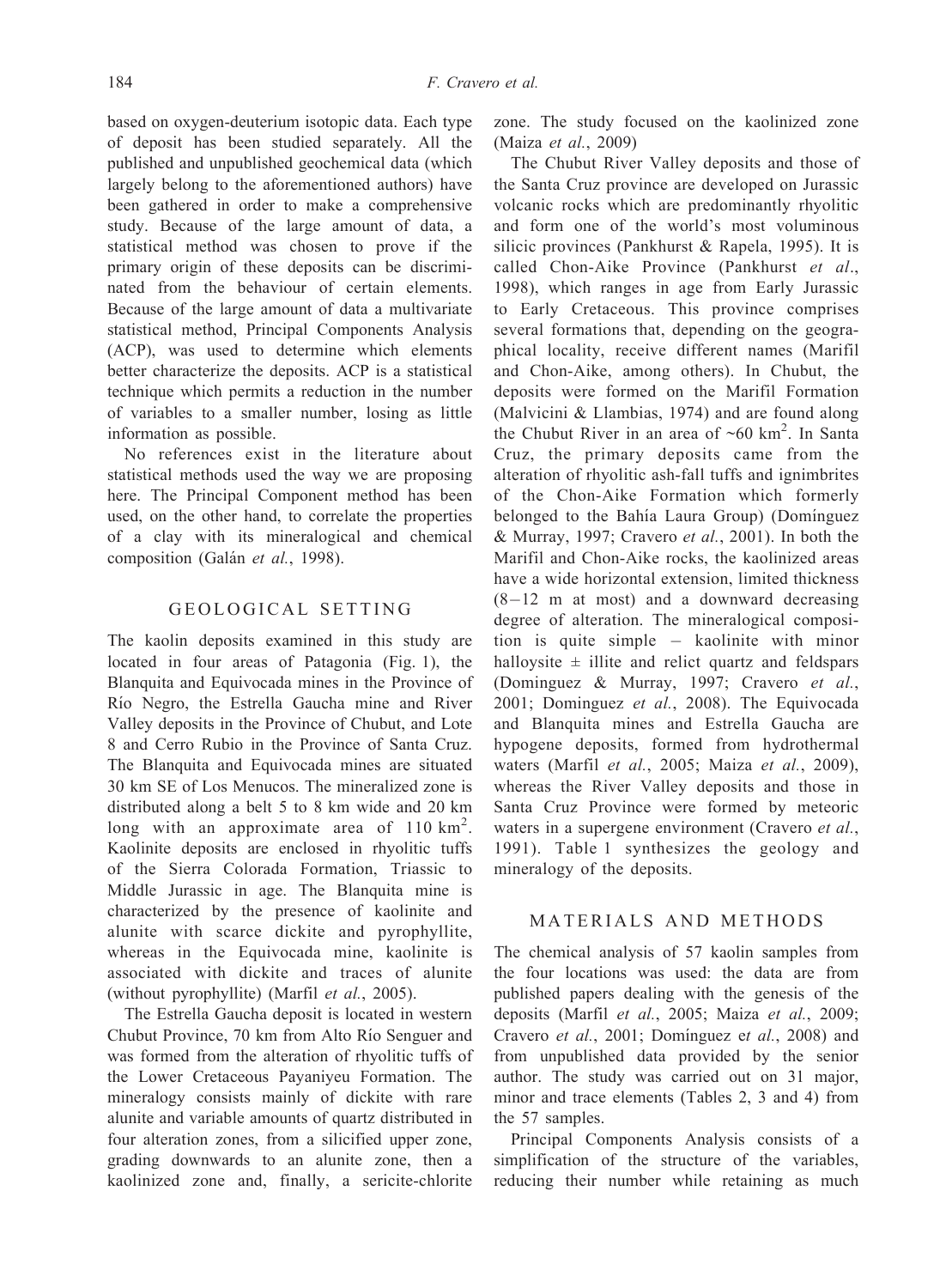based on oxygen-deuterium isotopic data. Each type of deposit has been studied separately. All the published and unpublished geochemical data (which largely belong to the aforementioned authors) have been gathered in order to make a comprehensive study. Because of the large amount of data, a statistical method was chosen to prove if the primary origin of these deposits can be discriminated from the behaviour of certain elements. Because of the large amount of data a multivariate statistical method, Principal Components Analysis (ACP), was used to determine which elements better characterize the deposits. ACP is a statistical technique which permits a reduction in the number of variables to a smaller number, losing as little information as possible.

No references exist in the literature about statistical methods used the way we are proposing here. The Principal Component method has been used, on the other hand, to correlate the properties of a clay with its mineralogical and chemical composition (Galán *et al.*, 1998).

## GEOLOGICAL SETTING

The kaolin deposits examined in this study are located in four areas of Patagonia (Fig. 1), the Blanquita and Equivocada mines in the Province of Río Negro, the Estrella Gaucha mine and River Valley deposits in the Province of Chubut, and Lote 8 and Cerro Rubio in the Province of Santa Cruz. The Blanquita and Equivocada mines are situated 30 km SE of Los Menucos. The mineralized zone is distributed along a belt 5 to 8 km wide and 20 km long with an approximate area of 110 km$^2$. Kaolinite deposits are enclosed in rhyolitic tuffs of the Sierra Colorada Formation, Triassic to Middle Jurassic in age. The Blanquita mine is characterized by the presence of kaolinite and alunite with scarce dickite and pyrophyllite, whereas in the Equivocada mine, kaolinite is associated with dickite and traces of alunite (without pyrophyllite) (Marfil *et al.*, 2005).

The Estrella Gaucha deposit is located in western Chubut Province, 70 km from Alto Río Senguer and was formed from the alteration of rhyolitic tuffs of the Lower Cretaceous Payaniyeu Formation. The mineralogy consists mainly of dickite with rare alunite and variable amounts of quartz distributed in four alteration zones, from a silicified upper zone, grading downwards to an alunite zone, then a kaolinized zone and, finally, a sericite-chlorite zone. The study focused on the kaolinized zone (Maiza *et al.*, 2009)

The Chubut River Valley deposits and those of the Santa Cruz province are developed on Jurassic volcanic rocks which are predominantly rhyolitic and form one of the world's most voluminous silicic provinces (Pankhurst & Rapela, 1995). It is called Chon-Aike Province (Pankhurst *et al*., 1998), which ranges in age from Early Jurassic to Early Cretaceous. This province comprises several formations that, depending on the geographical locality, receive different names (Marifil and Chon-Aike, among others). In Chubut, the deposits were formed on the Marifil Formation (Malvicini & Llambias, 1974) and are found along the Chubut River in an area of ~60 km$^2$. In Santa Cruz, the primary deposits came from the alteration of rhyolitic ash-fall tuffs and ignimbrites of the Chon-Aike Formation which formerly belonged to the Bahía Laura Group) (Domínguez & Murray, 1997; Cravero *et al.*, 2001). In both the Marifil and Chon-Aike rocks, the kaolinized areas have a wide horizontal extension, limited thickness (8–12 m at most) and a downward decreasing degree of alteration. The mineralogical composition is quite simple – kaolinite with minor halloysite ± illite and relict quartz and feldspars (Dominguez & Murray, 1997; Cravero *et al.*, 2001; Dominguez *et al.*, 2008). The Equivocada and Blanquita mines and Estrella Gaucha are hypogene deposits, formed from hydrothermal waters (Marfil *et al.*, 2005; Maiza *et al.*, 2009), whereas the River Valley deposits and those in Santa Cruz Province were formed by meteoric waters in a supergene environment (Cravero *et al.*, 1991). Table 1 synthesizes the geology and mineralogy of the deposits.

## MATERIALS AND METHODS

The chemical analysis of 57 kaolin samples from the four locations was used: the data are from published papers dealing with the genesis of the deposits (Marfil *et al.*, 2005; Maiza *et al.*, 2009; Cravero *et al.*, 2001; Domínguez e*t al.*, 2008) and from unpublished data provided by the senior author. The study was carried out on 31 major, minor and trace elements (Tables 2, 3 and 4) from the 57 samples.

Principal Components Analysis consists of a simplification of the structure of the variables, reducing their number while retaining as much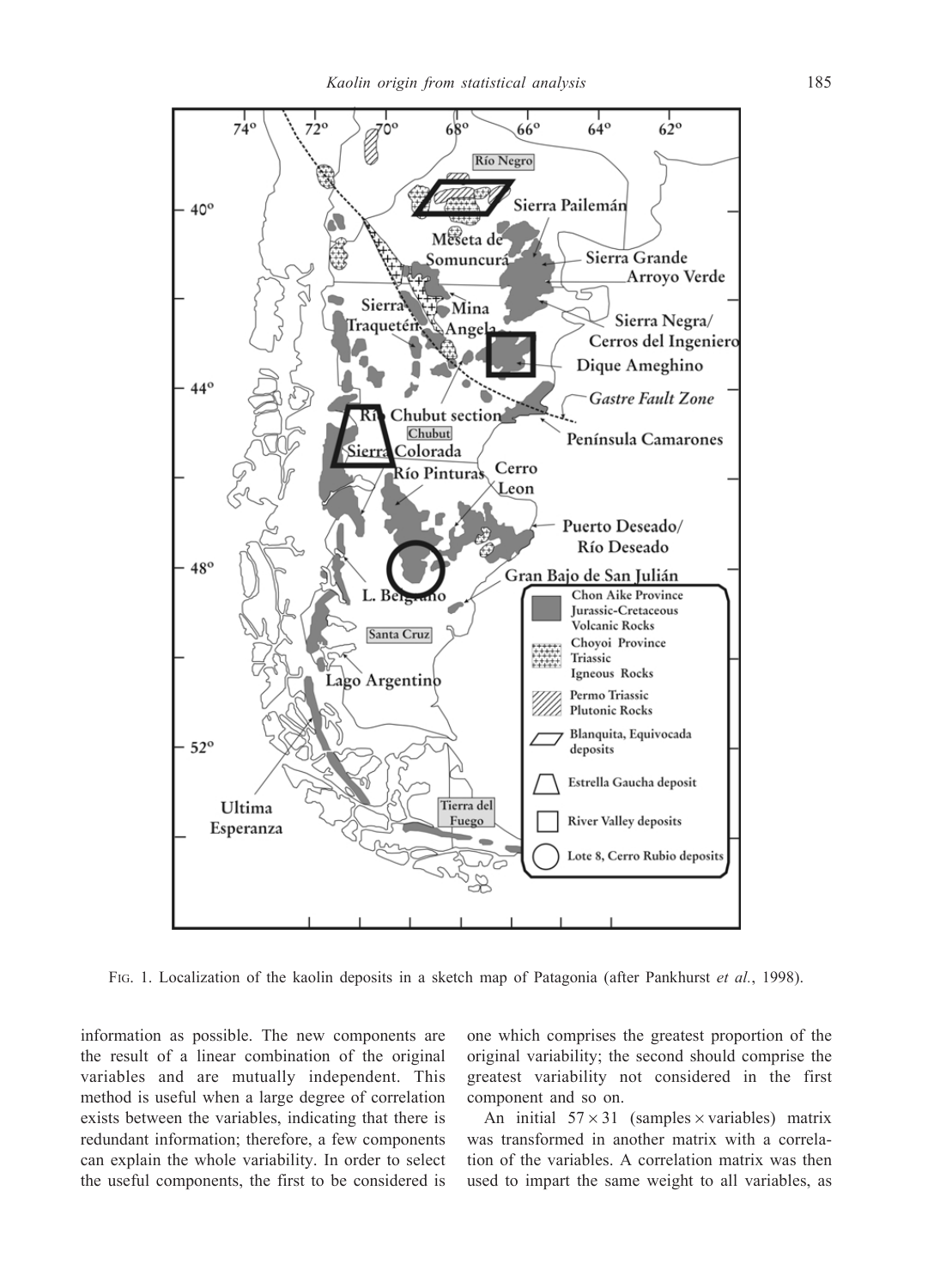Fig. 1. Localization of the kaolin deposits in a sketch map of Patagonia (after Pankhurst *et al.*, 1998).

information as possible. The new components are the result of a linear combination of the original variables and are mutually independent. This method is useful when a large degree of correlation exists between the variables, indicating that there is redundant information; therefore, a few components can explain the whole variability. In order to select the useful components, the first to be considered is one which comprises the greatest proportion of the original variability; the second should comprise the greatest variability not considered in the first component and so on.

An initial $57 \times 31$ (samples $\times$ variables) matrix was transformed in another matrix with a correlation of the variables. A correlation matrix was then used to impart the same weight to all variables, as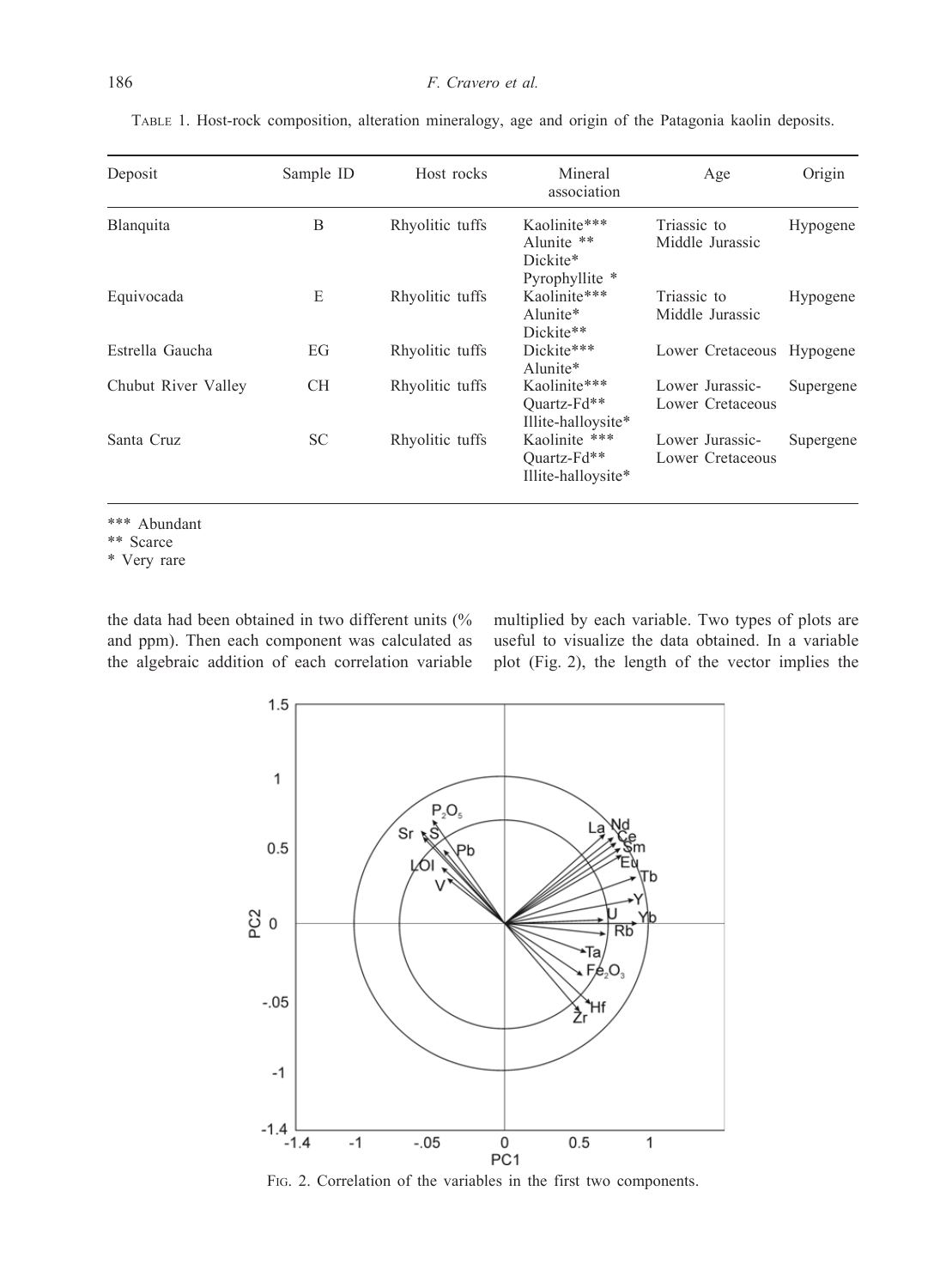TABLE 1. Host-rock composition, alteration mineralogy, age and origin of the Patagonia kaolin deposits.

| Deposit | Sample ID | Host rocks | Mineral association | Age | Origin |
|---|---|---|---|---|---|
| Blanquita | B | Rhyolitic tuffs | Kaolinite*** Alunite ** Dickite* Pyrophyllite * | Triassic to Middle Jurassic | Hypogene |
| Equivocada | E | Rhyolitic tuffs | Kaolinite*** Alunite* Dickite** | Triassic to Middle Jurassic | Hypogene |
| Estrella Gaucha | EG | Rhyolitic tuffs | Dickite*** Alunite* | Lower Cretaceous | Hypogene |
| Chubut River Valley | CH | Rhyolitic tuffs | Kaolinite*** Quartz-Fd** Illite-halloysite* | Lower Jurassic-Lower Cretaceous | Supergene |
| Santa Cruz | SC | Rhyolitic tuffs | Kaolinite *** Quartz-Fd** Illite-halloysite* | Lower Jurassic-Lower Cretaceous | Supergene |

*** Abundant
** Scarce
* Very rare

the data had been obtained in two different units (% and ppm). Then each component was calculated as the algebraic addition of each correlation variable multiplied by each variable. Two types of plots are useful to visualize the data obtained. In a variable plot (Fig. 2), the length of the vector implies the

FIG. 2. Correlation of the variables in the first two components.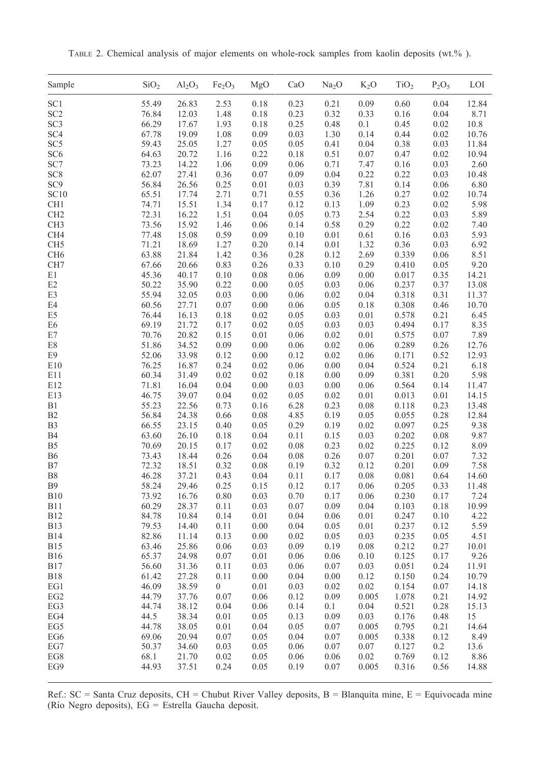TABLE 2. Chemical analysis of major elements on whole-rock samples from kaolin deposits (wt.% ).

| Sample | $SiO_2$ | $Al_2O_3$ | $Fe_2O_3$ | MgO | CaO | $Na_2O$ | $K_2O$ | $TiO_2$ | $P_2O_5$ | LOI |
|---|---|---|---|---|---|---|---|---|---|---|
| SC1 | 55.49 | 26.83 | 2.53 | 0.18 | 0.23 | 0.21 | 0.09 | 0.60 | 0.04 | 12.84 |
| SC2 | 76.84 | 12.03 | 1.48 | 0.18 | 0.23 | 0.32 | 0.33 | 0.16 | 0.04 | 8.71 |
| SC3 | 66.29 | 17.67 | 1.93 | 0.18 | 0.25 | 0.48 | 0.1 | 0.45 | 0.02 | 10.8 |
| SC4 | 67.78 | 19.09 | 1.08 | 0.09 | 0.03 | 1.30 | 0.14 | 0.44 | 0.02 | 10.76 |
| SC5 | 59.43 | 25.05 | 1.27 | 0.05 | 0.05 | 0.41 | 0.04 | 0.38 | 0.03 | 11.84 |
| SC6 | 64.63 | 20.72 | 1.16 | 0.22 | 0.18 | 0.51 | 0.07 | 0.47 | 0.02 | 10.94 |
| SC7 | 73.23 | 14.22 | 1.06 | 0.09 | 0.06 | 0.71 | 7.47 | 0.16 | 0.03 | 2.60 |
| SC8 | 62.07 | 27.41 | 0.36 | 0.07 | 0.09 | 0.04 | 0.22 | 0.22 | 0.03 | 10.48 |
| SC9 | 56.84 | 26.56 | 0.25 | 0.01 | 0.03 | 0.39 | 7.81 | 0.14 | 0.06 | 6.80 |
| SC10 | 65.51 | 17.74 | 2.71 | 0.71 | 0.55 | 0.36 | 1.26 | 0.27 | 0.02 | 10.74 |
| CH1 | 74.71 | 15.51 | 1.34 | 0.17 | 0.12 | 0.13 | 1.09 | 0.23 | 0.02 | 5.98 |
| CH2 | 72.31 | 16.22 | 1.51 | 0.04 | 0.05 | 0.73 | 2.54 | 0.22 | 0.03 | 5.89 |
| CH3 | 73.56 | 15.92 | 1.46 | 0.06 | 0.14 | 0.58 | 0.29 | 0.22 | 0.02 | 7.40 |
| CH4 | 77.48 | 15.08 | 0.59 | 0.09 | 0.10 | 0.01 | 0.61 | 0.16 | 0.03 | 5.93 |
| CH5 | 71.21 | 18.69 | 1.27 | 0.20 | 0.14 | 0.01 | 1.32 | 0.36 | 0.03 | 6.92 |
| CH6 | 63.88 | 21.84 | 1.42 | 0.36 | 0.28 | 0.12 | 2.69 | 0.339 | 0.06 | 8.51 |
| CH7 | 67.66 | 20.66 | 0.83 | 0.26 | 0.33 | 0.10 | 0.29 | 0.410 | 0.05 | 9.20 |
| E1 | 45.36 | 40.17 | 0.10 | 0.08 | 0.06 | 0.09 | 0.00 | 0.017 | 0.35 | 14.21 |
| E2 | 50.22 | 35.90 | 0.22 | 0.00 | 0.05 | 0.03 | 0.06 | 0.237 | 0.37 | 13.08 |
| E3 | 55.94 | 32.05 | 0.03 | 0.00 | 0.06 | 0.02 | 0.04 | 0.318 | 0.31 | 11.37 |
| E4 | 60.56 | 27.71 | 0.07 | 0.00 | 0.06 | 0.05 | 0.18 | 0.308 | 0.46 | 10.70 |
| E5 | 76.44 | 16.13 | 0.18 | 0.02 | 0.05 | 0.03 | 0.01 | 0.578 | 0.21 | 6.45 |
| E6 | 69.19 | 21.72 | 0.17 | 0.02 | 0.05 | 0.03 | 0.03 | 0.494 | 0.17 | 8.35 |
| E7 | 70.76 | 20.82 | 0.15 | 0.01 | 0.06 | 0.02 | 0.01 | 0.575 | 0.07 | 7.89 |
| E8 | 51.86 | 34.52 | 0.09 | 0.00 | 0.06 | 0.02 | 0.06 | 0.289 | 0.26 | 12.76 |
| E9 | 52.06 | 33.98 | 0.12 | 0.00 | 0.12 | 0.02 | 0.06 | 0.171 | 0.52 | 12.93 |
| E10 | 76.25 | 16.87 | 0.24 | 0.02 | 0.06 | 0.00 | 0.04 | 0.524 | 0.21 | 6.18 |
| E11 | 60.34 | 31.49 | 0.02 | 0.02 | 0.18 | 0.00 | 0.09 | 0.381 | 0.20 | 5.98 |
| E12 | 71.81 | 16.04 | 0.04 | 0.00 | 0.03 | 0.00 | 0.06 | 0.564 | 0.14 | 11.47 |
| E13 | 46.75 | 39.07 | 0.04 | 0.02 | 0.05 | 0.02 | 0.01 | 0.013 | 0.01 | 14.15 |
| B1 | 55.23 | 22.56 | 0.73 | 0.16 | 6.28 | 0.23 | 0.08 | 0.118 | 0.23 | 13.48 |
| B2 | 56.84 | 24.38 | 0.66 | 0.08 | 4.85 | 0.19 | 0.05 | 0.055 | 0.28 | 12.84 |
| B3 | 66.55 | 23.15 | 0.40 | 0.05 | 0.29 | 0.19 | 0.02 | 0.097 | 0.25 | 9.38 |
| B4 | 63.60 | 26.10 | 0.18 | 0.04 | 0.11 | 0.15 | 0.03 | 0.202 | 0.08 | 9.87 |
| B5 | 70.69 | 20.15 | 0.17 | 0.02 | 0.08 | 0.23 | 0.02 | 0.225 | 0.12 | 8.09 |
| B6 | 73.43 | 18.44 | 0.26 | 0.04 | 0.08 | 0.26 | 0.07 | 0.201 | 0.07 | 7.32 |
| B7 | 72.32 | 18.51 | 0.32 | 0.08 | 0.19 | 0.32 | 0.12 | 0.201 | 0.09 | 7.58 |
| B8 | 46.28 | 37.21 | 0.43 | 0.04 | 0.11 | 0.17 | 0.08 | 0.081 | 0.64 | 14.60 |
| B9 | 58.24 | 29.46 | 0.25 | 0.15 | 0.12 | 0.17 | 0.06 | 0.205 | 0.33 | 11.48 |
| B10 | 73.92 | 16.76 | 0.80 | 0.03 | 0.70 | 0.17 | 0.06 | 0.230 | 0.17 | 7.24 |
| B11 | 60.29 | 28.37 | 0.11 | 0.03 | 0.07 | 0.09 | 0.04 | 0.103 | 0.18 | 10.99 |
| B12 | 84.78 | 10.84 | 0.14 | 0.01 | 0.04 | 0.06 | 0.01 | 0.247 | 0.10 | 4.22 |
| B13 | 79.53 | 14.40 | 0.11 | 0.00 | 0.04 | 0.05 | 0.01 | 0.237 | 0.12 | 5.59 |
| B14 | 82.86 | 11.14 | 0.13 | 0.00 | 0.02 | 0.05 | 0.03 | 0.235 | 0.05 | 4.51 |
| B15 | 63.46 | 25.86 | 0.06 | 0.03 | 0.09 | 0.19 | 0.08 | 0.212 | 0.27 | 10.01 |
| B16 | 65.37 | 24.98 | 0.07 | 0.01 | 0.06 | 0.06 | 0.10 | 0.125 | 0.17 | 9.26 |
| B17 | 56.60 | 31.36 | 0.11 | 0.03 | 0.06 | 0.07 | 0.03 | 0.051 | 0.24 | 11.91 |
| B18 | 61.42 | 27.28 | 0.11 | 0.00 | 0.04 | 0.00 | 0.12 | 0.150 | 0.24 | 10.79 |
| EG1 | 46.09 | 38.59 | 0 | 0.01 | 0.03 | 0.02 | 0.02 | 0.154 | 0.07 | 14.18 |
| EG2 | 44.79 | 37.76 | 0.07 | 0.06 | 0.12 | 0.09 | 0.005 | 1.078 | 0.21 | 14.92 |
| EG3 | 44.74 | 38.12 | 0.04 | 0.06 | 0.14 | 0.1 | 0.04 | 0.521 | 0.28 | 15.13 |
| EG4 | 44.5 | 38.34 | 0.01 | 0.05 | 0.13 | 0.09 | 0.03 | 0.176 | 0.48 | 15 |
| EG5 | 44.78 | 38.05 | 0.01 | 0.04 | 0.05 | 0.07 | 0.005 | 0.795 | 0.21 | 14.64 |
| EG6 | 69.06 | 20.94 | 0.07 | 0.05 | 0.04 | 0.07 | 0.005 | 0.338 | 0.12 | 8.49 |
| EG7 | 50.37 | 34.60 | 0.03 | 0.05 | 0.06 | 0.07 | 0.07 | 0.127 | 0.2 | 13.6 |
| EG8 | 68.1 | 21.70 | 0.02 | 0.05 | 0.06 | 0.06 | 0.02 | 0.769 | 0.12 | 8.86 |
| EG9 | 44.93 | 37.51 | 0.24 | 0.05 | 0.19 | 0.07 | 0.005 | 0.316 | 0.56 | 14.88 |

Ref.: SC = Santa Cruz deposits, CH = Chubut River Valley deposits, B = Blanquita mine, E = Equivocada mine (Río Negro deposits), EG = Estrella Gaucha deposit.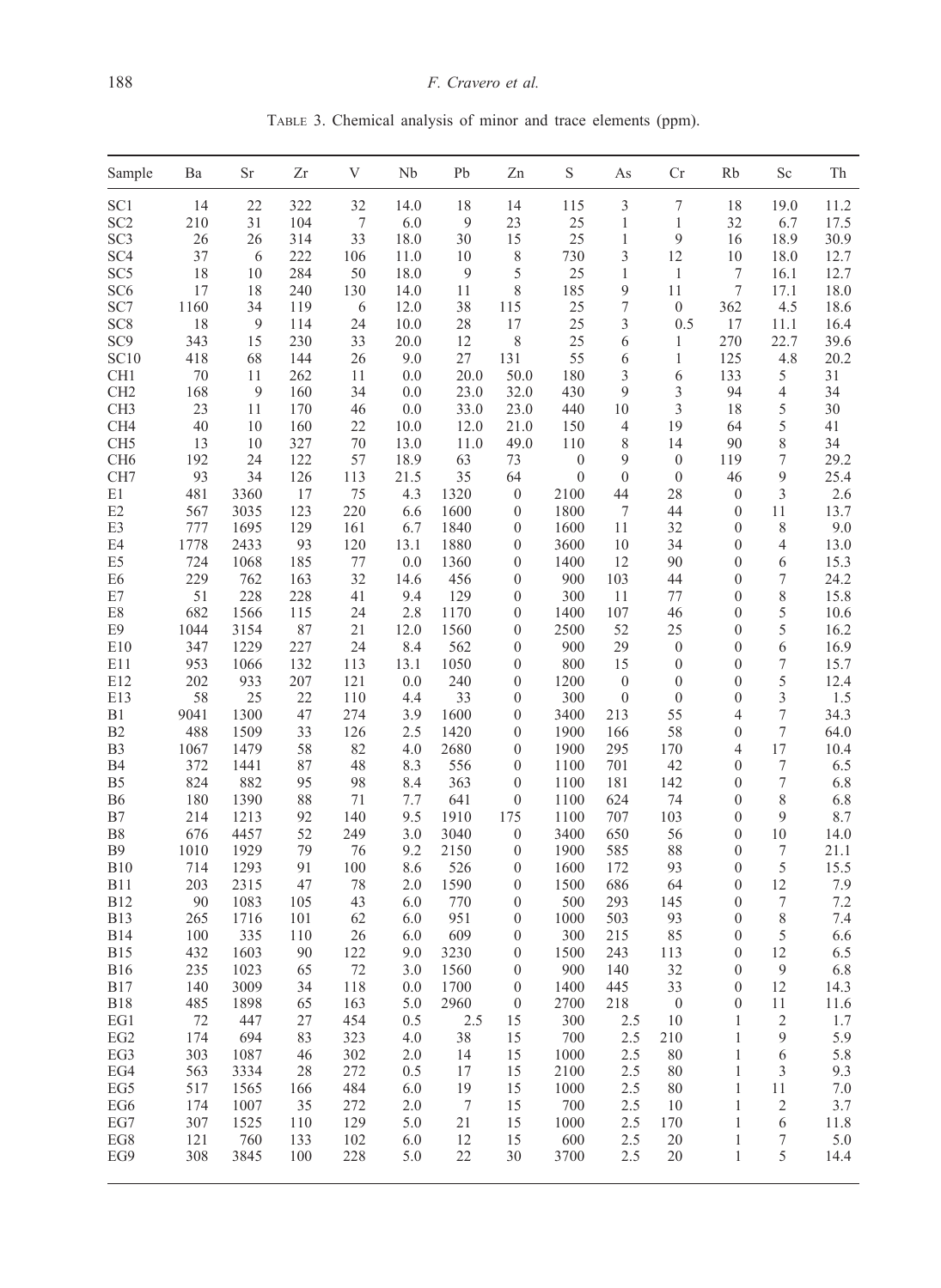TABLE 3. Chemical analysis of minor and trace elements (ppm).

| Sample | Ba | Sr | Zr | V | Nb | Pb | Zn | S | As | Cr | Rb | Sc | Th |
|---|---|---|---|---|---|---|---|---|---|---|---|---|---|
| SC1 | 14 | 22 | 322 | 32 | 14.0 | 18 | 14 | 115 | 3 | 7 | 18 | 19.0 | 11.2 |
| SC2 | 210 | 31 | 104 | 7 | 6.0 | 9 | 23 | 25 | 1 | 1 | 32 | 6.7 | 17.5 |
| SC3 | 26 | 26 | 314 | 33 | 18.0 | 30 | 15 | 25 | 1 | 9 | 16 | 18.9 | 30.9 |
| SC4 | 37 | 6 | 222 | 106 | 11.0 | 10 | 8 | 730 | 3 | 12 | 10 | 18.0 | 12.7 |
| SC5 | 18 | 10 | 284 | 50 | 18.0 | 9 | 5 | 25 | 1 | 1 | 7 | 16.1 | 12.7 |
| SC6 | 17 | 18 | 240 | 130 | 14.0 | 11 | 8 | 185 | 9 | 11 | 7 | 17.1 | 18.0 |
| SC7 | 1160 | 34 | 119 | 6 | 12.0 | 38 | 115 | 25 | 7 | 0 | 362 | 4.5 | 18.6 |
| SC8 | 18 | 9 | 114 | 24 | 10.0 | 28 | 17 | 25 | 3 | 0.5 | 17 | 11.1 | 16.4 |
| SC9 | 343 | 15 | 230 | 33 | 20.0 | 12 | 8 | 25 | 6 | 1 | 270 | 22.7 | 39.6 |
| SC10 | 418 | 68 | 144 | 26 | 9.0 | 27 | 131 | 55 | 6 | 1 | 125 | 4.8 | 20.2 |
| CH1 | 70 | 11 | 262 | 11 | 0.0 | 20.0 | 50.0 | 180 | 3 | 6 | 133 | 5 | 31 |
| CH2 | 168 | 9 | 160 | 34 | 0.0 | 23.0 | 32.0 | 430 | 9 | 3 | 94 | 4 | 34 |
| CH3 | 23 | 11 | 170 | 46 | 0.0 | 33.0 | 23.0 | 440 | 10 | 3 | 18 | 5 | 30 |
| CH4 | 40 | 10 | 160 | 22 | 10.0 | 12.0 | 21.0 | 150 | 4 | 19 | 64 | 5 | 41 |
| CH5 | 13 | 10 | 327 | 70 | 13.0 | 11.0 | 49.0 | 110 | 8 | 14 | 90 | 8 | 34 |
| CH6 | 192 | 24 | 122 | 57 | 18.9 | 63 | 73 | 0 | 9 | 0 | 119 | 7 | 29.2 |
| CH7 | 93 | 34 | 126 | 113 | 21.5 | 35 | 64 | 0 | 0 | 0 | 46 | 9 | 25.4 |
| E1 | 481 | 3360 | 17 | 75 | 4.3 | 1320 | 0 | 2100 | 44 | 28 | 0 | 3 | 2.6 |
| E2 | 567 | 3035 | 123 | 220 | 6.6 | 1600 | 0 | 1800 | 7 | 44 | 0 | 11 | 13.7 |
| E3 | 777 | 1695 | 129 | 161 | 6.7 | 1840 | 0 | 1600 | 11 | 32 | 0 | 8 | 9.0 |
| E4 | 1778 | 2433 | 93 | 120 | 13.1 | 1880 | 0 | 3600 | 10 | 34 | 0 | 4 | 13.0 |
| E5 | 724 | 1068 | 185 | 77 | 0.0 | 1360 | 0 | 1400 | 12 | 90 | 0 | 6 | 15.3 |
| E6 | 229 | 762 | 163 | 32 | 14.6 | 456 | 0 | 900 | 103 | 44 | 0 | 7 | 24.2 |
| E7 | 51 | 228 | 228 | 41 | 9.4 | 129 | 0 | 300 | 11 | 77 | 0 | 8 | 15.8 |
| E8 | 682 | 1566 | 115 | 24 | 2.8 | 1170 | 0 | 1400 | 107 | 46 | 0 | 5 | 10.6 |
| E9 | 1044 | 3154 | 87 | 21 | 12.0 | 1560 | 0 | 2500 | 52 | 25 | 0 | 5 | 16.2 |
| E10 | 347 | 1229 | 227 | 24 | 8.4 | 562 | 0 | 900 | 29 | 0 | 0 | 6 | 16.9 |
| E11 | 953 | 1066 | 132 | 113 | 13.1 | 1050 | 0 | 800 | 15 | 0 | 0 | 7 | 15.7 |
| E12 | 202 | 933 | 207 | 121 | 0.0 | 240 | 0 | 1200 | 0 | 0 | 0 | 5 | 12.4 |
| E13 | 58 | 25 | 22 | 110 | 4.4 | 33 | 0 | 300 | 0 | 0 | 0 | 3 | 1.5 |
| B1 | 9041 | 1300 | 47 | 274 | 3.9 | 1600 | 0 | 3400 | 213 | 55 | 4 | 7 | 34.3 |
| B2 | 488 | 1509 | 33 | 126 | 2.5 | 1420 | 0 | 1900 | 166 | 58 | 0 | 7 | 64.0 |
| B3 | 1067 | 1479 | 58 | 82 | 4.0 | 2680 | 0 | 1900 | 295 | 170 | 4 | 17 | 10.4 |
| B4 | 372 | 1441 | 87 | 48 | 8.3 | 556 | 0 | 1100 | 701 | 42 | 0 | 7 | 6.5 |
| B5 | 824 | 882 | 95 | 98 | 8.4 | 363 | 0 | 1100 | 181 | 142 | 0 | 7 | 6.8 |
| B6 | 180 | 1390 | 88 | 71 | 7.7 | 641 | 0 | 1100 | 624 | 74 | 0 | 8 | 6.8 |
| B7 | 214 | 1213 | 92 | 140 | 9.5 | 1910 | 175 | 1100 | 707 | 103 | 0 | 9 | 8.7 |
| B8 | 676 | 4457 | 52 | 249 | 3.0 | 3040 | 0 | 3400 | 650 | 56 | 0 | 10 | 14.0 |
| B9 | 1010 | 1929 | 79 | 76 | 9.2 | 2150 | 0 | 1900 | 585 | 88 | 0 | 7 | 21.1 |
| B10 | 714 | 1293 | 91 | 100 | 8.6 | 526 | 0 | 1600 | 172 | 93 | 0 | 5 | 15.5 |
| B11 | 203 | 2315 | 47 | 78 | 2.0 | 1590 | 0 | 1500 | 686 | 64 | 0 | 12 | 7.9 |
| B12 | 90 | 1083 | 105 | 43 | 6.0 | 770 | 0 | 500 | 293 | 145 | 0 | 7 | 7.2 |
| B13 | 265 | 1716 | 101 | 62 | 6.0 | 951 | 0 | 1000 | 503 | 93 | 0 | 8 | 7.4 |
| B14 | 100 | 335 | 110 | 26 | 6.0 | 609 | 0 | 300 | 215 | 85 | 0 | 5 | 6.6 |
| B15 | 432 | 1603 | 90 | 122 | 9.0 | 3230 | 0 | 1500 | 243 | 113 | 0 | 12 | 6.5 |
| B16 | 235 | 1023 | 65 | 72 | 3.0 | 1560 | 0 | 900 | 140 | 32 | 0 | 9 | 6.8 |
| B17 | 140 | 3009 | 34 | 118 | 0.0 | 1700 | 0 | 1400 | 445 | 33 | 0 | 12 | 14.3 |
| B18 | 485 | 1898 | 65 | 163 | 5.0 | 2960 | 0 | 2700 | 218 | 0 | 0 | 11 | 11.6 |
| EG1 | 72 | 447 | 27 | 454 | 0.5 | 2.5 | 15 | 300 | 2.5 | 10 | 1 | 2 | 1.7 |
| EG2 | 174 | 694 | 83 | 323 | 4.0 | 38 | 15 | 700 | 2.5 | 210 | 1 | 9 | 5.9 |
| EG3 | 303 | 1087 | 46 | 302 | 2.0 | 14 | 15 | 1000 | 2.5 | 80 | 1 | 6 | 5.8 |
| EG4 | 563 | 3334 | 28 | 272 | 0.5 | 17 | 15 | 2100 | 2.5 | 80 | 1 | 3 | 9.3 |
| EG5 | 517 | 1565 | 166 | 484 | 6.0 | 19 | 15 | 1000 | 2.5 | 80 | 1 | 11 | 7.0 |
| EG6 | 174 | 1007 | 35 | 272 | 2.0 | 7 | 15 | 700 | 2.5 | 10 | 1 | 2 | 3.7 |
| EG7 | 307 | 1525 | 110 | 129 | 5.0 | 21 | 15 | 1000 | 2.5 | 170 | 1 | 6 | 11.8 |
| EG8 | 121 | 760 | 133 | 102 | 6.0 | 12 | 15 | 600 | 2.5 | 20 | 1 | 7 | 5.0 |
| EG9 | 308 | 3845 | 100 | 228 | 5.0 | 22 | 30 | 3700 | 2.5 | 20 | 1 | 5 | 14.4 |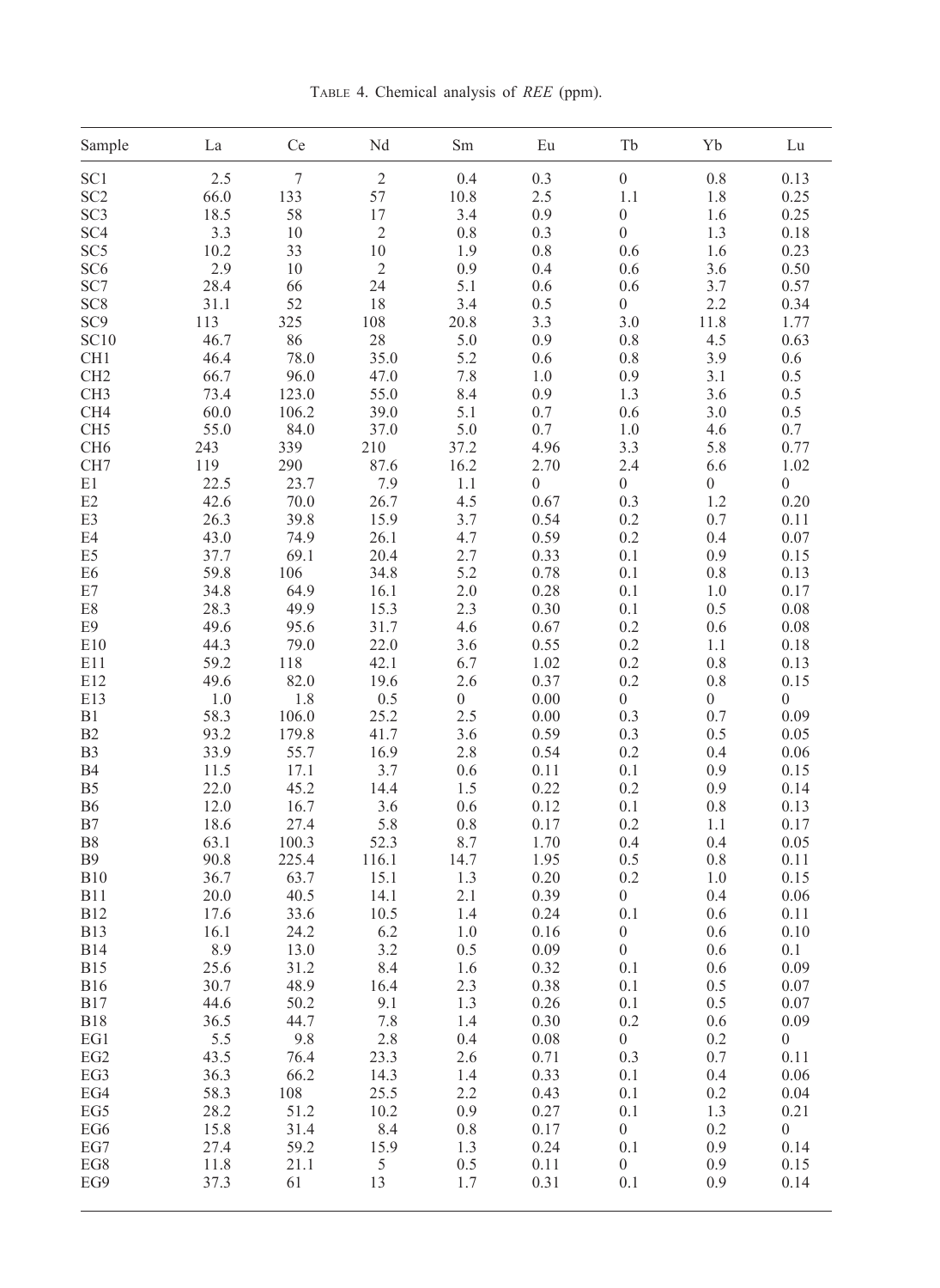TABLE 4. Chemical analysis of *REE* (ppm).

| Sample | La | Ce | Nd | Sm | Eu | Tb | Yb | Lu |
|---|---|---|---|---|---|---|---|---|
| SC1 | 2.5 | 7 | 2 | 0.4 | 0.3 | 0 | 0.8 | 0.13 |
| SC2 | 66.0 | 133 | 57 | 10.8 | 2.5 | 1.1 | 1.8 | 0.25 |
| SC3 | 18.5 | 58 | 17 | 3.4 | 0.9 | 0 | 1.6 | 0.25 |
| SC4 | 3.3 | 10 | 2 | 0.8 | 0.3 | 0 | 1.3 | 0.18 |
| SC5 | 10.2 | 33 | 10 | 1.9 | 0.8 | 0.6 | 1.6 | 0.23 |
| SC6 | 2.9 | 10 | 2 | 0.9 | 0.4 | 0.6 | 3.6 | 0.50 |
| SC7 | 28.4 | 66 | 24 | 5.1 | 0.6 | 0.6 | 3.7 | 0.57 |
| SC8 | 31.1 | 52 | 18 | 3.4 | 0.5 | 0 | 2.2 | 0.34 |
| SC9 | 113 | 325 | 108 | 20.8 | 3.3 | 3.0 | 11.8 | 1.77 |
| SC10 | 46.7 | 86 | 28 | 5.0 | 0.9 | 0.8 | 4.5 | 0.63 |
| CH1 | 46.4 | 78.0 | 35.0 | 5.2 | 0.6 | 0.8 | 3.9 | 0.6 |
| CH2 | 66.7 | 96.0 | 47.0 | 7.8 | 1.0 | 0.9 | 3.1 | 0.5 |
| CH3 | 73.4 | 123.0 | 55.0 | 8.4 | 0.9 | 1.3 | 3.6 | 0.5 |
| CH4 | 60.0 | 106.2 | 39.0 | 5.1 | 0.7 | 0.6 | 3.0 | 0.5 |
| CH5 | 55.0 | 84.0 | 37.0 | 5.0 | 0.7 | 1.0 | 4.6 | 0.7 |
| CH6 | 243 | 339 | 210 | 37.2 | 4.96 | 3.3 | 5.8 | 0.77 |
| CH7 | 119 | 290 | 87.6 | 16.2 | 2.70 | 2.4 | 6.6 | 1.02 |
| E1 | 22.5 | 23.7 | 7.9 | 1.1 | 0 | 0 | 0 | 0 |
| E2 | 42.6 | 70.0 | 26.7 | 4.5 | 0.67 | 0.3 | 1.2 | 0.20 |
| E3 | 26.3 | 39.8 | 15.9 | 3.7 | 0.54 | 0.2 | 0.7 | 0.11 |
| E4 | 43.0 | 74.9 | 26.1 | 4.7 | 0.59 | 0.2 | 0.4 | 0.07 |
| E5 | 37.7 | 69.1 | 20.4 | 2.7 | 0.33 | 0.1 | 0.9 | 0.15 |
| E6 | 59.8 | 106 | 34.8 | 5.2 | 0.78 | 0.1 | 0.8 | 0.13 |
| E7 | 34.8 | 64.9 | 16.1 | 2.0 | 0.28 | 0.1 | 1.0 | 0.17 |
| E8 | 28.3 | 49.9 | 15.3 | 2.3 | 0.30 | 0.1 | 0.5 | 0.08 |
| E9 | 49.6 | 95.6 | 31.7 | 4.6 | 0.67 | 0.2 | 0.6 | 0.08 |
| E10 | 44.3 | 79.0 | 22.0 | 3.6 | 0.55 | 0.2 | 1.1 | 0.18 |
| E11 | 59.2 | 118 | 42.1 | 6.7 | 1.02 | 0.2 | 0.8 | 0.13 |
| E12 | 49.6 | 82.0 | 19.6 | 2.6 | 0.37 | 0.2 | 0.8 | 0.15 |
| E13 | 1.0 | 1.8 | 0.5 | 0 | 0.00 | 0 | 0 | 0 |
| B1 | 58.3 | 106.0 | 25.2 | 2.5 | 0.00 | 0.3 | 0.7 | 0.09 |
| B2 | 93.2 | 179.8 | 41.7 | 3.6 | 0.59 | 0.3 | 0.5 | 0.05 |
| B3 | 33.9 | 55.7 | 16.9 | 2.8 | 0.54 | 0.2 | 0.4 | 0.06 |
| B4 | 11.5 | 17.1 | 3.7 | 0.6 | 0.11 | 0.1 | 0.9 | 0.15 |
| B5 | 22.0 | 45.2 | 14.4 | 1.5 | 0.22 | 0.2 | 0.9 | 0.14 |
| B6 | 12.0 | 16.7 | 3.6 | 0.6 | 0.12 | 0.1 | 0.8 | 0.13 |
| B7 | 18.6 | 27.4 | 5.8 | 0.8 | 0.17 | 0.2 | 1.1 | 0.17 |
| B8 | 63.1 | 100.3 | 52.3 | 8.7 | 1.70 | 0.4 | 0.4 | 0.05 |
| B9 | 90.8 | 225.4 | 116.1 | 14.7 | 1.95 | 0.5 | 0.8 | 0.11 |
| B10 | 36.7 | 63.7 | 15.1 | 1.3 | 0.20 | 0.2 | 1.0 | 0.15 |
| B11 | 20.0 | 40.5 | 14.1 | 2.1 | 0.39 | 0 | 0.4 | 0.06 |
| B12 | 17.6 | 33.6 | 10.5 | 1.4 | 0.24 | 0.1 | 0.6 | 0.11 |
| B13 | 16.1 | 24.2 | 6.2 | 1.0 | 0.16 | 0 | 0.6 | 0.10 |
| B14 | 8.9 | 13.0 | 3.2 | 0.5 | 0.09 | 0 | 0.6 | 0.1 |
| B15 | 25.6 | 31.2 | 8.4 | 1.6 | 0.32 | 0.1 | 0.6 | 0.09 |
| B16 | 30.7 | 48.9 | 16.4 | 2.3 | 0.38 | 0.1 | 0.5 | 0.07 |
| B17 | 44.6 | 50.2 | 9.1 | 1.3 | 0.26 | 0.1 | 0.5 | 0.07 |
| B18 | 36.5 | 44.7 | 7.8 | 1.4 | 0.30 | 0.2 | 0.6 | 0.09 |
| EG1 | 5.5 | 9.8 | 2.8 | 0.4 | 0.08 | 0 | 0.2 | 0 |
| EG2 | 43.5 | 76.4 | 23.3 | 2.6 | 0.71 | 0.3 | 0.7 | 0.11 |
| EG3 | 36.3 | 66.2 | 14.3 | 1.4 | 0.33 | 0.1 | 0.4 | 0.06 |
| EG4 | 58.3 | 108 | 25.5 | 2.2 | 0.43 | 0.1 | 0.2 | 0.04 |
| EG5 | 28.2 | 51.2 | 10.2 | 0.9 | 0.27 | 0.1 | 1.3 | 0.21 |
| EG6 | 15.8 | 31.4 | 8.4 | 0.8 | 0.17 | 0 | 0.2 | 0 |
| EG7 | 27.4 | 59.2 | 15.9 | 1.3 | 0.24 | 0.1 | 0.9 | 0.14 |
| EG8 | 11.8 | 21.1 | 5 | 0.5 | 0.11 | 0 | 0.9 | 0.15 |
| EG9 | 37.3 | 61 | 13 | 1.7 | 0.31 | 0.1 | 0.9 | 0.14 |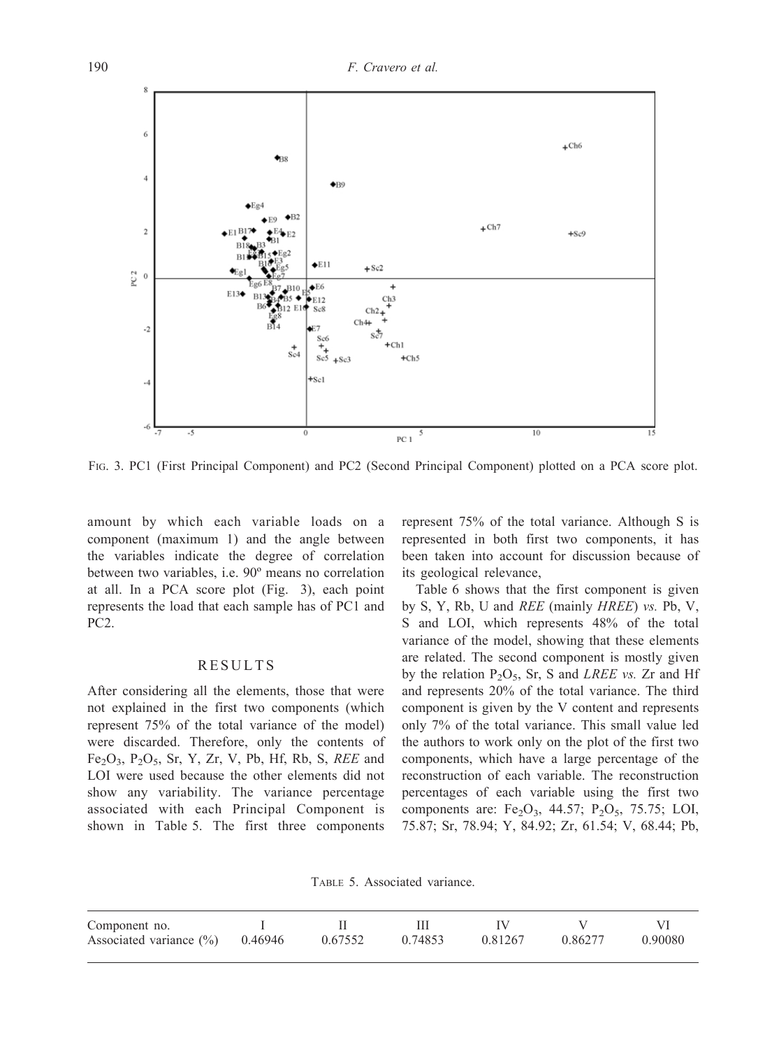FIG. 3. PC1 (First Principal Component) and PC2 (Second Principal Component) plotted on a PCA score plot.

amount by which each variable loads on a component (maximum 1) and the angle between the variables indicate the degree of correlation between two variables, i.e. 90º means no correlation at all. In a PCA score plot (Fig. 3), each point represents the load that each sample has of PC1 and PC2.

## RESULTS

After considering all the elements, those that were not explained in the first two components (which represent 75% of the total variance of the model) were discarded. Therefore, only the contents of $Fe_2O_3$, $P_2O_5$, Sr, Y, Zr, V, Pb, Hf, Rb, S, *REE* and LOI were used because the other elements did not show any variability. The variance percentage associated with each Principal Component is shown in Table 5. The first three components represent 75% of the total variance. Although S is represented in both first two components, it has been taken into account for discussion because of its geological relevance,

Table 6 shows that the first component is given by S, Y, Rb, U and *REE* (mainly *HREE*) *vs.* Pb, V, S and LOI, which represents 48% of the total variance of the model, showing that these elements are related. The second component is mostly given by the relation $P_2O_5$, Sr, S and *LREE vs.* Zr and Hf and represents 20% of the total variance. The third component is given by the V content and represents only 7% of the total variance. This small value led the authors to work only on the plot of the first two components, which have a large percentage of the reconstruction of each variable. The reconstruction percentages of each variable using the first two components are: $Fe_2O_3$, 44.57; $P_2O_5$, 75.75; LOI, 75.87; Sr, 78.94; Y, 84.92; Zr, 61.54; V, 68.44; Pb,

TABLE 5. Associated variance.

| Component no. | I | II | III | IV | V | VI |
|---|---|---|---|---|---|---|
| Associated variance (%) | 0.46946 | 0.67552 | 0.74853 | 0.81267 | 0.86277 | 0.90080 |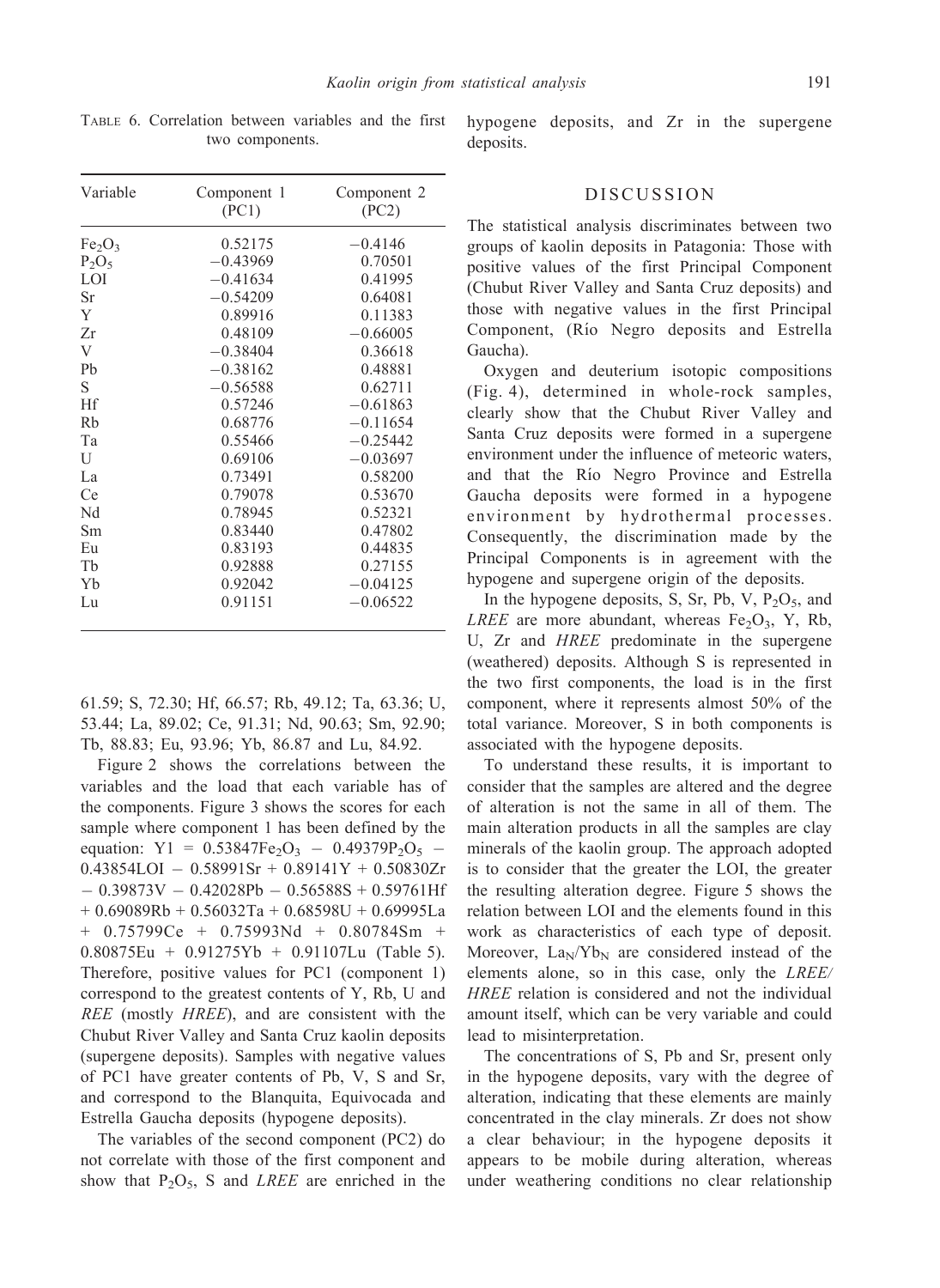TABLE 6. Correlation between variables and the first two components.

| Variable | Component 1 (PC1) | Component 2 (PC2) |
|---|---|---|
| $Fe_2O_3$ | 0.52175 | −0.4146 |
| $P_2O_5$ | −0.43969 | 0.70501 |
| LOI | −0.41634 | 0.41995 |
| Sr | −0.54209 | 0.64081 |
| Y | 0.89916 | 0.11383 |
| Zr | 0.48109 | −0.66005 |
| V | −0.38404 | 0.36618 |
| Pb | −0.38162 | 0.48881 |
| S | −0.56588 | 0.62711 |
| Hf | 0.57246 | −0.61863 |
| Rb | 0.68776 | −0.11654 |
| Ta | 0.55466 | −0.25442 |
| U | 0.69106 | −0.03697 |
| La | 0.73491 | 0.58200 |
| Ce | 0.79078 | 0.53670 |
| Nd | 0.78945 | 0.52321 |
| Sm | 0.83440 | 0.47802 |
| Eu | 0.83193 | 0.44835 |
| Tb | 0.92888 | 0.27155 |
| Yb | 0.92042 | −0.04125 |
| Lu | 0.91151 | −0.06522 |

61.59; S, 72.30; Hf, 66.57; Rb, 49.12; Ta, 63.36; U, 53.44; La, 89.02; Ce, 91.31; Nd, 90.63; Sm, 92.90; Tb, 88.83; Eu, 93.96; Yb, 86.87 and Lu, 84.92.

Figure 2 shows the correlations between the variables and the load that each variable has of the components. Figure 3 shows the scores for each sample where component 1 has been defined by the equation: $Y1 = 0.53847Fe_2O_3 - 0.49379P_2O_5 - 0.43854LOI - 0.58991Sr + 0.89141Y + 0.50830Zr - 0.39873V - 0.42028Pb - 0.56588S + 0.59761Hf + 0.69089Rb + 0.56032Ta + 0.68598U + 0.69995La + 0.75799Ce + 0.75993Nd + 0.80784Sm + 0.80875Eu + 0.91275Yb + 0.91107Lu$ (Table 5). Therefore, positive values for PC1 (component 1) correspond to the greatest contents of Y, Rb, U and *REE* (mostly *HREE*), and are consistent with the Chubut River Valley and Santa Cruz kaolin deposits (supergene deposits). Samples with negative values of PC1 have greater contents of Pb, V, S and Sr, and correspond to the Blanquita, Equivocada and Estrella Gaucha deposits (hypogene deposits).

The variables of the second component (PC2) do not correlate with those of the first component and show that $P_2O_5$, S and *LREE* are enriched in the hypogene deposits, and Zr in the supergene deposits.

## DISCUSSION

The statistical analysis discriminates between two groups of kaolin deposits in Patagonia: Those with positive values of the first Principal Component (Chubut River Valley and Santa Cruz deposits) and those with negative values in the first Principal Component, (Río Negro deposits and Estrella Gaucha).

Oxygen and deuterium isotopic compositions (Fig. 4), determined in whole-rock samples, clearly show that the Chubut River Valley and Santa Cruz deposits were formed in a supergene environment under the influence of meteoric waters, and that the Río Negro Province and Estrella Gaucha deposits were formed in a hypogene environment by hydrothermal processes. Consequently, the discrimination made by the Principal Components is in agreement with the hypogene and supergene origin of the deposits.

In the hypogene deposits, S, Sr, Pb, V, $P_2O_5$, and *LREE* are more abundant, whereas $Fe_2O_3$, Y, Rb, U, Zr and *HREE* predominate in the supergene (weathered) deposits. Although S is represented in the two first components, the load is in the first component, where it represents almost 50% of the total variance. Moreover, S in both components is associated with the hypogene deposits.

To understand these results, it is important to consider that the samples are altered and the degree of alteration is not the same in all of them. The main alteration products in all the samples are clay minerals of the kaolin group. The approach adopted is to consider that the greater the LOI, the greater the resulting alteration degree. Figure 5 shows the relation between LOI and the elements found in this work as characteristics of each type of deposit. Moreover, $La_N/Yb_N$ are considered instead of the elements alone, so in this case, only the *LREE*/*HREE* relation is considered and not the individual amount itself, which can be very variable and could lead to misinterpretation.

The concentrations of S, Pb and Sr, present only in the hypogene deposits, vary with the degree of alteration, indicating that these elements are mainly concentrated in the clay minerals. Zr does not show a clear behaviour; in the hypogene deposits it appears to be mobile during alteration, whereas under weathering conditions no clear relationship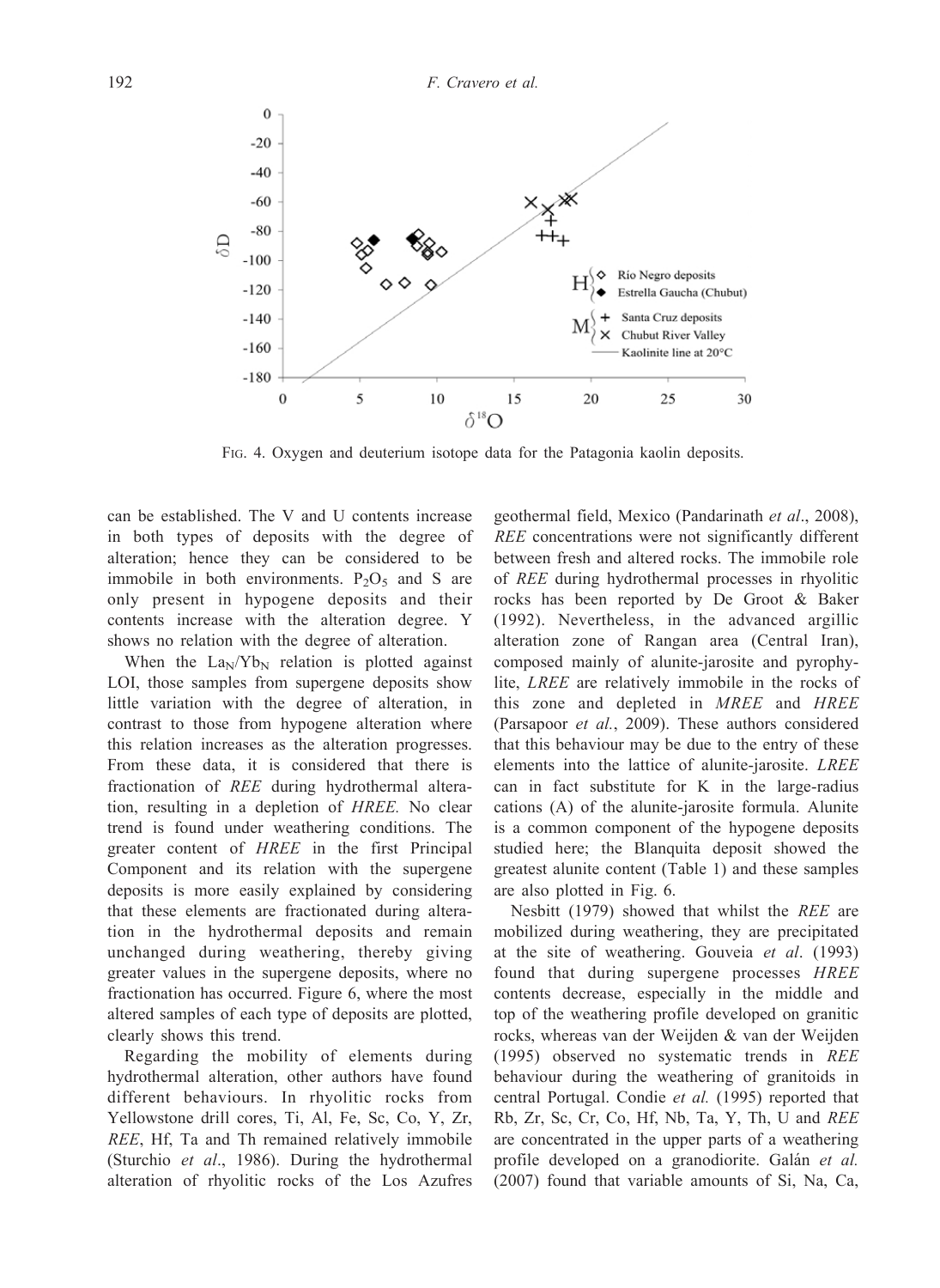FIG. 4. Oxygen and deuterium isotope data for the Patagonia kaolin deposits.

can be established. The V and U contents increase in both types of deposits with the degree of alteration; hence they can be considered to be immobile in both environments. $P_2O_5$ and S are only present in hypogene deposits and their contents increase with the alteration degree. Y shows no relation with the degree of alteration.

When the $La_N/Yb_N$ relation is plotted against LOI, those samples from supergene deposits show little variation with the degree of alteration, in contrast to those from hypogene alteration where this relation increases as the alteration progresses. From these data, it is considered that there is fractionation of *REE* during hydrothermal alteration, resulting in a depletion of *HREE.* No clear trend is found under weathering conditions. The greater content of *HREE* in the first Principal Component and its relation with the supergene deposits is more easily explained by considering that these elements are fractionated during alteration in the hydrothermal deposits and remain unchanged during weathering, thereby giving greater values in the supergene deposits, where no fractionation has occurred. Figure 6, where the most altered samples of each type of deposits are plotted, clearly shows this trend.

Regarding the mobility of elements during hydrothermal alteration, other authors have found different behaviours. In rhyolitic rocks from Yellowstone drill cores, Ti, Al, Fe, Sc, Co, Y, Zr, *REE*, Hf, Ta and Th remained relatively immobile (Sturchio *et al*., 1986). During the hydrothermal alteration of rhyolitic rocks of the Los Azufres geothermal field, Mexico (Pandarinath *et al*., 2008), *REE* concentrations were not significantly different between fresh and altered rocks. The immobile role of *REE* during hydrothermal processes in rhyolitic rocks has been reported by De Groot & Baker (1992). Nevertheless, in the advanced argillic alteration zone of Rangan area (Central Iran), composed mainly of alunite-jarosite and pyrophyllite, *LREE* are relatively immobile in the rocks of this zone and depleted in *MREE* and *HREE* (Parsapoor *et al.*, 2009). These authors considered that this behaviour may be due to the entry of these elements into the lattice of alunite-jarosite. *LREE* can in fact substitute for K in the large-radius cations (A) of the alunite-jarosite formula. Alunite is a common component of the hypogene deposits studied here; the Blanquita deposit showed the greatest alunite content (Table 1) and these samples are also plotted in Fig. 6.

Nesbitt (1979) showed that whilst the *REE* are mobilized during weathering, they are precipitated at the site of weathering. Gouveia *et al*. (1993) found that during supergene processes *HREE* contents decrease, especially in the middle and top of the weathering profile developed on granitic rocks, whereas van der Weijden & van der Weijden (1995) observed no systematic trends in *REE* behaviour during the weathering of granitoids in central Portugal. Condie *et al.* (1995) reported that Rb, Zr, Sc, Cr, Co, Hf, Nb, Ta, Y, Th, U and *REE* are concentrated in the upper parts of a weathering profile developed on a granodiorite. Galán *et al.* (2007) found that variable amounts of Si, Na, Ca,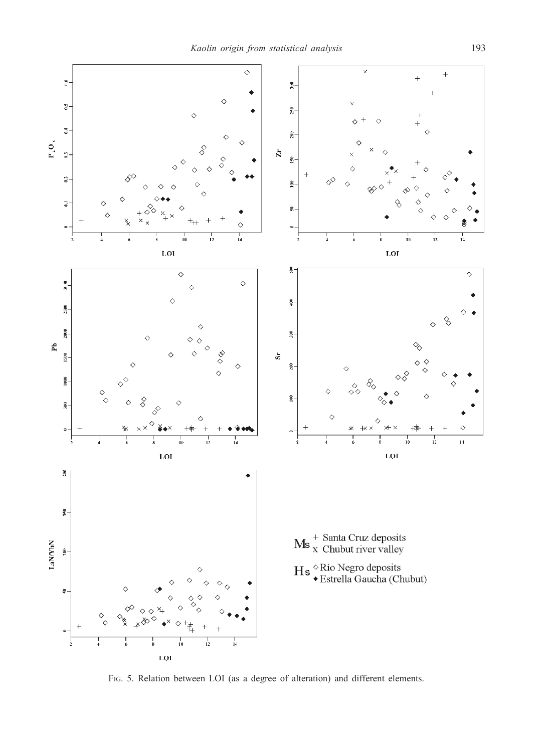Fig. 5. Relation between LOI (as a degree of alteration) and different elements.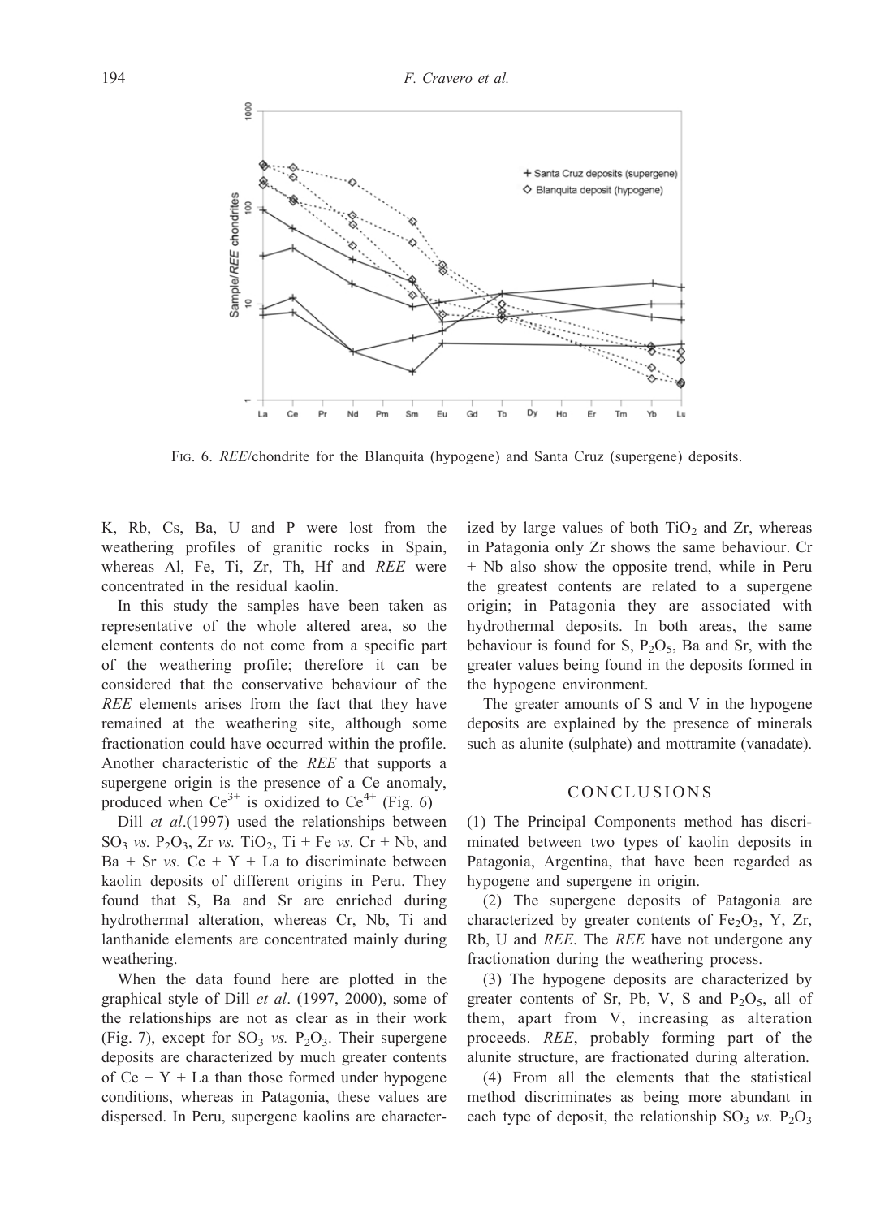FIG. 6. *REE*/chondrite for the Blanquita (hypogene) and Santa Cruz (supergene) deposits.

K, Rb, Cs, Ba, U and P were lost from the weathering profiles of granitic rocks in Spain, whereas Al, Fe, Ti, Zr, Th, Hf and *REE* were concentrated in the residual kaolin.

In this study the samples have been taken as representative of the whole altered area, so the element contents do not come from a specific part of the weathering profile; therefore it can be considered that the conservative behaviour of the *REE* elements arises from the fact that they have remained at the weathering site, although some fractionation could have occurred within the profile. Another characteristic of the *REE* that supports a supergene origin is the presence of a Ce anomaly, produced when $Ce^{3+}$ is oxidized to $Ce^{4+}$ (Fig. 6)

Dill *et al*.(1997) used the relationships between $SO_3$ *vs.* $P_2O_3$, Zr *vs.* $TiO_2$, Ti + Fe *vs.* Cr + Nb, and Ba + Sr *vs.* Ce + Y + La to discriminate between kaolin deposits of different origins in Peru. They found that S, Ba and Sr are enriched during hydrothermal alteration, whereas Cr, Nb, Ti and lanthanide elements are concentrated mainly during weathering.

When the data found here are plotted in the graphical style of Dill *et al*. (1997, 2000), some of the relationships are not as clear as in their work (Fig. 7), except for $SO_3$ *vs.* $P_2O_3$. Their supergene deposits are characterized by much greater contents of Ce + Y + La than those formed under hypogene conditions, whereas in Patagonia, these values are dispersed. In Peru, supergene kaolins are characterized by large values of both $TiO_2$ and Zr, whereas in Patagonia only Zr shows the same behaviour. Cr + Nb also show the opposite trend, while in Peru the greatest contents are related to a supergene origin; in Patagonia they are associated with hydrothermal deposits. In both areas, the same behaviour is found for S, $P_2O_5$, Ba and Sr, with the greater values being found in the deposits formed in the hypogene environment.

The greater amounts of S and V in the hypogene deposits are explained by the presence of minerals such as alunite (sulphate) and mottramite (vanadate).

## CONCLUSIONS

(1) The Principal Components method has discriminated between two types of kaolin deposits in Patagonia, Argentina, that have been regarded as hypogene and supergene in origin.

(2) The supergene deposits of Patagonia are characterized by greater contents of $Fe_2O_3$, Y, Zr, Rb, U and *REE*. The *REE* have not undergone any fractionation during the weathering process.

(3) The hypogene deposits are characterized by greater contents of Sr, Pb, V, S and $P_2O_5$, all of them, apart from V, increasing as alteration proceeds. *REE*, probably forming part of the alunite structure, are fractionated during alteration.

(4) From all the elements that the statistical method discriminates as being more abundant in each type of deposit, the relationship $SO_3$ *vs.* $P_2O_3$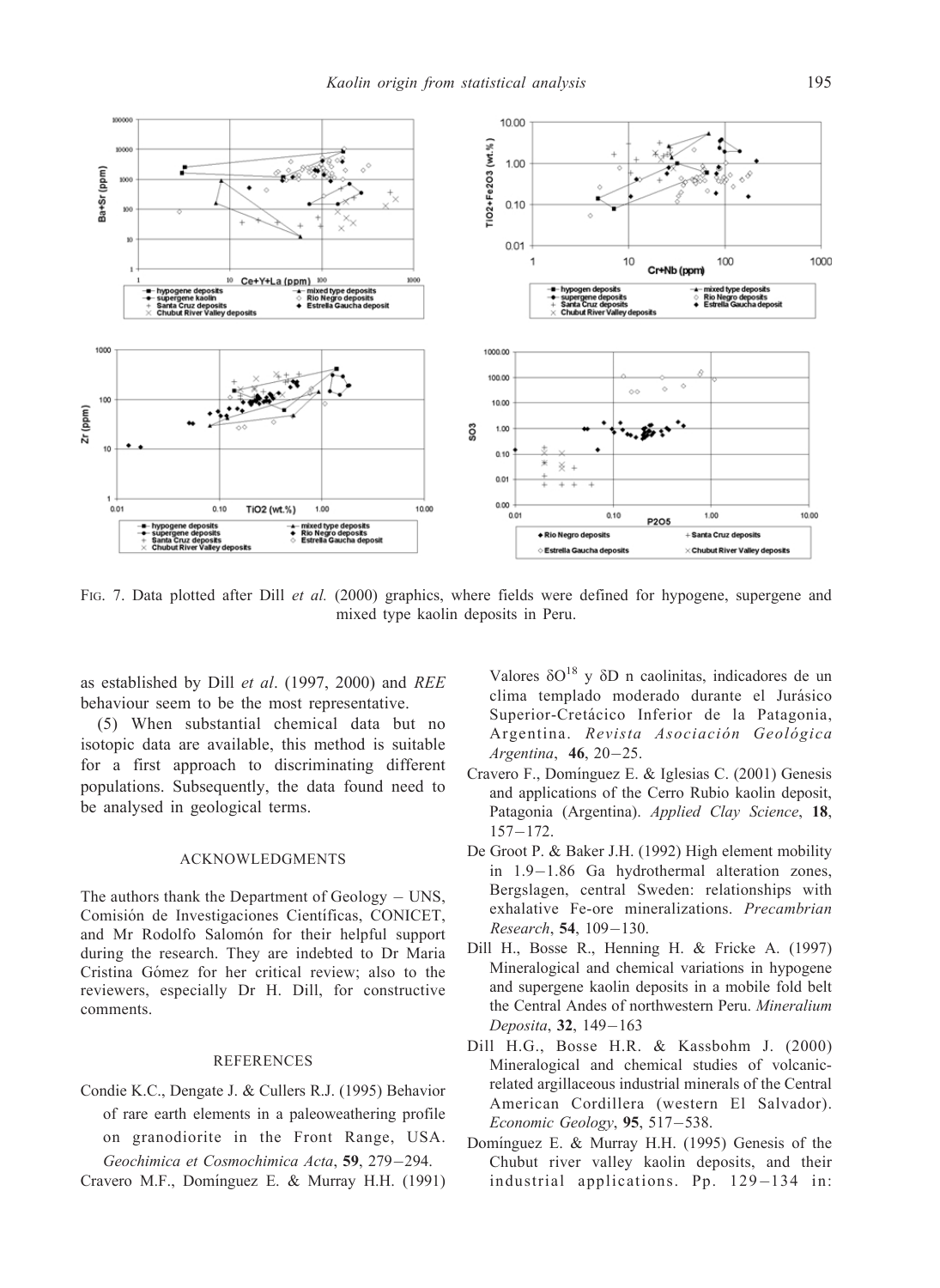FIG. 7. Data plotted after Dill *et al.* (2000) graphics, where fields were defined for hypogene, supergene and mixed type kaolin deposits in Peru.

as established by Dill *et al*. (1997, 2000) and *REE* behaviour seem to be the most representative.

(5) When substantial chemical data but no isotopic data are available, this method is suitable for a first approach to discriminating different populations. Subsequently, the data found need to be analysed in geological terms.

## ACKNOWLEDGMENTS

The authors thank the Department of Geology – UNS, Comisión de Investigaciones Científicas, CONICET, and Mr Rodolfo Salomón for their helpful support during the research. They are indebted to Dr Maria Cristina Gómez for her critical review; also to the reviewers, especially Dr H. Dill, for constructive comments.

## REFERENCES

Condie K.C., Dengate J. & Cullers R.J. (1995) Behavior of rare earth elements in a paleoweathering profile on granodiorite in the Front Range, USA. *Geochimica et Cosmochimica Acta*, **59**, 279–294.

Cravero M.F., Domínguez E. & Murray H.H. (1991) Valores $\delta O^{18}$ y $\delta D$ n caolinitas, indicadores de un clima templado moderado durante el Jurásico Superior-Cretácico Inferior de la Patagonia, Argentina. *Revista Asociación Geológica Argentina*, **46**, 20–25.

Cravero F., Domínguez E. & Iglesias C. (2001) Genesis and applications of the Cerro Rubio kaolin deposit, Patagonia (Argentina). *Applied Clay Science*, **18**, 157–172.

De Groot P. & Baker J.H. (1992) High element mobility in 1.9–1.86 Ga hydrothermal alteration zones, Bergslagen, central Sweden: relationships with exhalative Fe-ore mineralizations. *Precambrian Research*, **54**, 109–130.

Dill H., Bosse R., Henning H. & Fricke A. (1997) Mineralogical and chemical variations in hypogene and supergene kaolin deposits in a mobile fold belt the Central Andes of northwestern Peru. *Mineralium Deposita*, **32**, 149–163

Dill H.G., Bosse H.R. & Kassbohm J. (2000) Mineralogical and chemical studies of volcanic-related argillaceous industrial minerals of the Central American Cordillera (western El Salvador). *Economic Geology*, **95**, 517–538.

Domínguez E. & Murray H.H. (1995) Genesis of the Chubut river valley kaolin deposits, and their industrial applications. Pp. 129–134 in: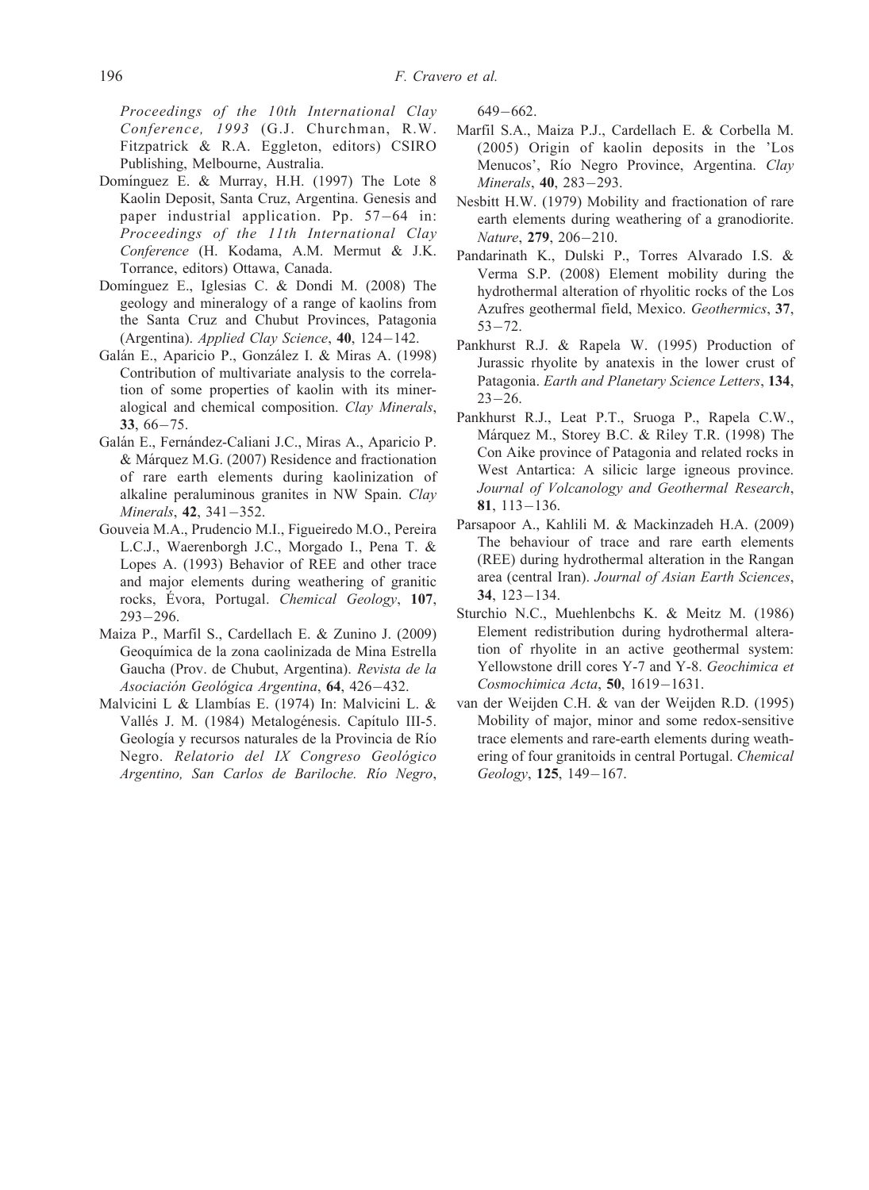*Proceedings of the 10th International Clay Conference, 1993* (G.J. Churchman, R.W. Fitzpatrick & R.A. Eggleton, editors) CSIRO Publishing, Melbourne, Australia.

Domínguez E. & Murray, H.H. (1997) The Lote 8 Kaolin Deposit, Santa Cruz, Argentina. Genesis and paper industrial application. Pp. 57–64 in: *Proceedings of the 11th International Clay Conference* (H. Kodama, A.M. Mermut & J.K. Torrance, editors) Ottawa, Canada.

Domínguez E., Iglesias C. & Dondi M. (2008) The geology and mineralogy of a range of kaolins from the Santa Cruz and Chubut Provinces, Patagonia (Argentina). *Applied Clay Science*, **40**, 124–142.

Galán E., Aparicio P., González I. & Miras A. (1998) Contribution of multivariate analysis to the correlation of some properties of kaolin with its mineralogical and chemical composition. *Clay Minerals*, **33**, 66–75.

Galán E., Fernández-Caliani J.C., Miras A., Aparicio P. & Márquez M.G. (2007) Residence and fractionation of rare earth elements during kaolinization of alkaline peraluminous granites in NW Spain. *Clay Minerals*, **42**, 341–352.

Gouveia M.A., Prudencio M.I., Figueiredo M.O., Pereira L.C.J., Waerenborgh J.C., Morgado I., Pena T. & Lopes A. (1993) Behavior of REE and other trace and major elements during weathering of granitic rocks, Évora, Portugal. *Chemical Geology*, **107**, 293–296.

Maiza P., Marfil S., Cardellach E. & Zunino J. (2009) Geoquímica de la zona caolinizada de Mina Estrella Gaucha (Prov. de Chubut, Argentina). *Revista de la Asociación Geológica Argentina*, **64**, 426–432.

Malvicini L & Llambías E. (1974) In: Malvicini L. & Vallés J. M. (1984) Metalogénesis. Capítulo III-5. Geología y recursos naturales de la Provincia de Río Negro. *Relatorio del IX Congreso Geológico Argentino, San Carlos de Bariloche. Río Negro*, 649–662.

Marfil S.A., Maiza P.J., Cardellach E. & Corbella M. (2005) Origin of kaolin deposits in the 'Los Menucos', Río Negro Province, Argentina. *Clay Minerals*, **40**, 283–293.

Nesbitt H.W. (1979) Mobility and fractionation of rare earth elements during weathering of a granodiorite. *Nature*, **279**, 206–210.

Pandarinath K., Dulski P., Torres Alvarado I.S. & Verma S.P. (2008) Element mobility during the hydrothermal alteration of rhyolitic rocks of the Los Azufres geothermal field, Mexico. *Geothermics*, **37**, 53–72.

Pankhurst R.J. & Rapela W. (1995) Production of Jurassic rhyolite by anatexis in the lower crust of Patagonia. *Earth and Planetary Science Letters*, **134**, 23–26.

Pankhurst R.J., Leat P.T., Sruoga P., Rapela C.W., Márquez M., Storey B.C. & Riley T.R. (1998) The Con Aike province of Patagonia and related rocks in West Antartica: A silicic large igneous province. *Journal of Volcanology and Geothermal Research*, **81**, 113–136.

Parsapoor A., Kahlili M. & Mackinzadeh H.A. (2009) The behaviour of trace and rare earth elements (REE) during hydrothermal alteration in the Rangan area (central Iran). *Journal of Asian Earth Sciences*, **34**, 123–134.

Sturchio N.C., Muehlenbchs K. & Meitz M. (1986) Element redistribution during hydrothermal alteration of rhyolite in an active geothermal system: Yellowstone drill cores Y-7 and Y-8. *Geochimica et Cosmochimica Acta*, **50**, 1619–1631.

van der Weijden C.H. & van der Weijden R.D. (1995) Mobility of major, minor and some redox-sensitive trace elements and rare-earth elements during weathering of four granitoids in central Portugal. *Chemical Geology*, **125**, 149–167.